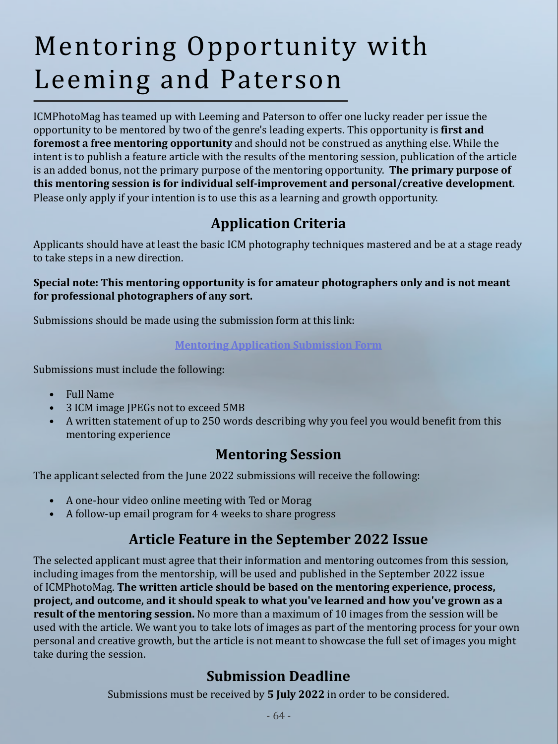# Mentoring Opportunity with Leeming and Paterson

ICMPhotoMag has teamed up with Leeming and Paterson to offer one lucky reader per issue the opportunity to be mentored by two of the genre's leading experts. This opportunity is **first and foremost a free mentoring opportunity** and should not be construed as anything else. While the intent is to publish a feature article with the results of the mentoring session, publication of the article is an added bonus, not the primary purpose of the mentoring opportunity. **The primary purpose of this mentoring session is for individual self-improvement and personal/creative development**. Please only apply if your intention is to use this as a learning and growth opportunity.

## Application Criteria

Applicants should have at least the basic ICM photography techniques mastered and be at a stage ready to take steps in a new direction.

**Special note: This mentoring opportunity is for amateur photographers only and is not meant for professional photographers of any sort.**

Submissions should be made using the submission form at this link:

Mentoring Application Submission Form

Submissions must include the following:

- Full Name
- 3 ICM image JPEGs not to exceed 5MB
- A written statement of up to 250 words describing why you feel you would benefit from this mentoring experience

## Mentoring Session

The applicant selected from the June 2022 submissions will receive the following:

- A one-hour video online meeting with Ted or Morag
- A follow-up email program for 4 weeks to share progress

## Article Feature in the September 2022 Issue

The selected applicant must agree that their information and mentoring outcomes from this session, including images from the mentorship, will be used and published in the September 2022 issue of ICMPhotoMag. **The written article should be based on the mentoring experience, process, project, and outcome, and it should speak to what you've learned and how you've grown as a result of the mentoring session.** No more than a maximum of 10 images from the session will be used with the article. We want you to take lots of images as part of the mentoring process for your own personal and creative growth, but the article is not meant to showcase the full set of images you might take during the session.

## Submission Deadline

Submissions must be received by **5 July 2022** in order to be considered.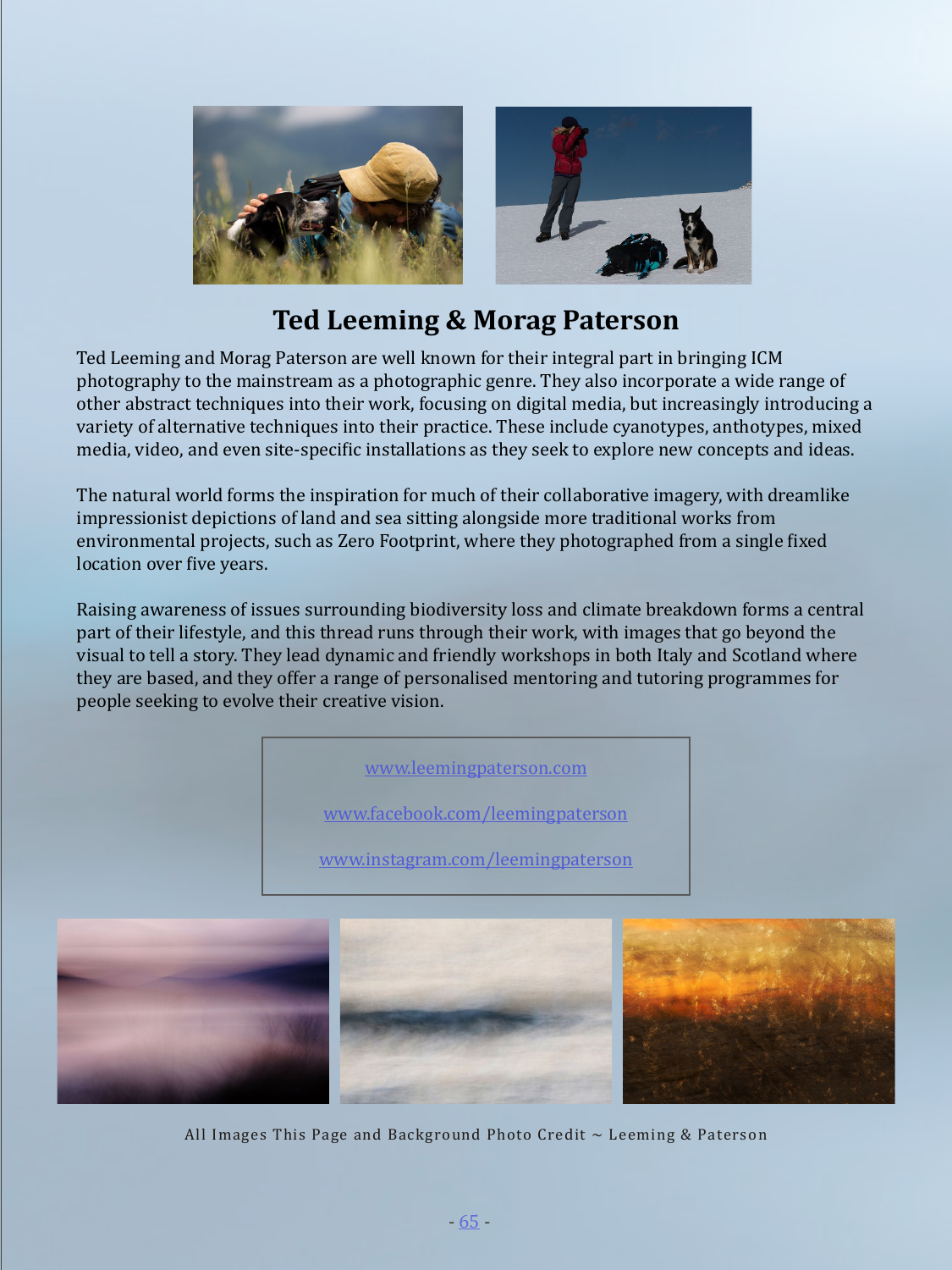## Ted Leeming & Morag Paterson

Ted Leeming and Morag Paterson are well known for their integral part in bringing ICM photography to the mainstream as a photographic genre. They also incorporate a wide range of other abstract techniques into their work, focusing on digital media, but increasingly introducing a variety of alternative techniques into their practice. These include cyanotypes, anthotypes, mixed media, video, and even site-specific installations as they seek to explore new concepts and ideas.

The natural world forms the inspiration for much of their collaborative imagery, with dreamlike impressionist depictions of land and sea sitting alongside more traditional works from environmental projects, such as Zero Footprint, where they photographed from a single fixed location over five years.

Raising awareness of issues surrounding biodiversity loss and climate breakdown forms a central part of their lifestyle, and this thread runs through their work, with images that go beyond the visual to tell a story. They lead dynamic and friendly workshops in both Italy and Scotland where they are based, and they offer a range of personalised mentoring and tutoring programmes for people seeking to evolve their creative vision.

www.leemingpaterson.com

www.facebook.com/leemingpaterson

www.instagram.com/leemingpaterson

All Images This Page and Background Photo Credit ~ Leeming & Paterson